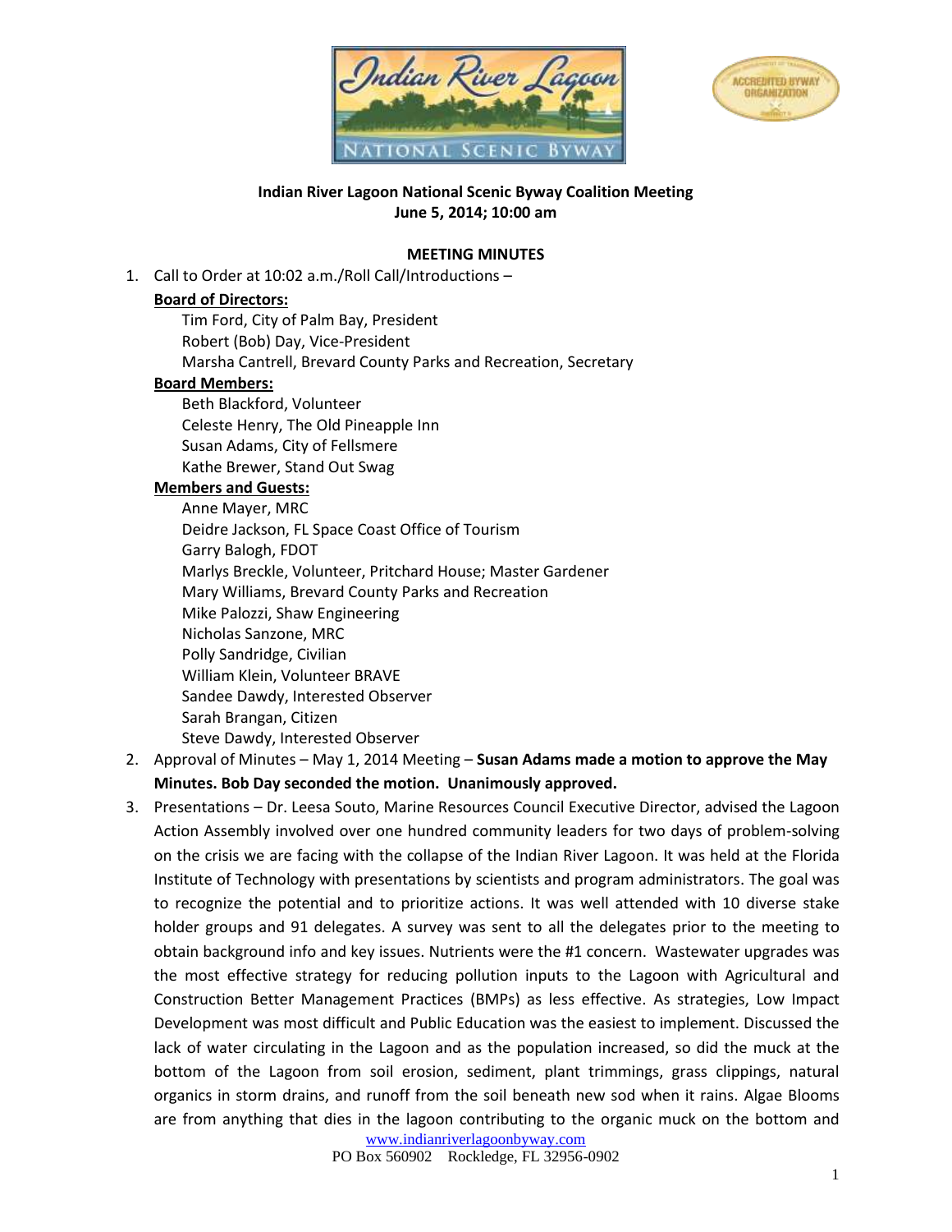**Indian River Lagoon National Scenic Byway Coalition Meeting**
**June 5, 2014; 10:00 am**

**MEETING MINUTES**

1. Call to Order at 10:02 a.m./Roll Call/Introductions –

   **Board of Directors:**
   
   Tim Ford, City of Palm Bay, President
   Robert (Bob) Day, Vice-President
   Marsha Cantrell, Brevard County Parks and Recreation, Secretary

   **Board Members:**
   
   Beth Blackford, Volunteer
   Celeste Henry, The Old Pineapple Inn
   Susan Adams, City of Fellsmere
   Kathe Brewer, Stand Out Swag

   **Members and Guests:**
   
   Anne Mayer, MRC
   Deidre Jackson, FL Space Coast Office of Tourism
   Garry Balogh, FDOT
   Marlys Breckle, Volunteer, Pritchard House; Master Gardener
   Mary Williams, Brevard County Parks and Recreation
   Mike Palozzi, Shaw Engineering
   Nicholas Sanzone, MRC
   Polly Sandridge, Civilian
   William Klein, Volunteer BRAVE
   Sandee Dawdy, Interested Observer
   Sarah Brangan, Citizen
   Steve Dawdy, Interested Observer

2. Approval of Minutes – May 1, 2014 Meeting – **Susan Adams made a motion to approve the May Minutes. Bob Day seconded the motion. Unanimously approved.**

3. Presentations – Dr. Leesa Souto, Marine Resources Council Executive Director, advised the Lagoon Action Assembly involved over one hundred community leaders for two days of problem-solving on the crisis we are facing with the collapse of the Indian River Lagoon. It was held at the Florida Institute of Technology with presentations by scientists and program administrators. The goal was to recognize the potential and to prioritize actions. It was well attended with 10 diverse stake holder groups and 91 delegates. A survey was sent to all the delegates prior to the meeting to obtain background info and key issues. Nutrients were the #1 concern. Wastewater upgrades was the most effective strategy for reducing pollution inputs to the Lagoon with Agricultural and Construction Better Management Practices (BMPs) as less effective. As strategies, Low Impact Development was most difficult and Public Education was the easiest to implement. Discussed the lack of water circulating in the Lagoon and as the population increased, so did the muck at the bottom of the Lagoon from soil erosion, sediment, plant trimmings, grass clippings, natural organics in storm drains, and runoff from the soil beneath new sod when it rains. Algae Blooms are from anything that dies in the lagoon contributing to the organic muck on the bottom and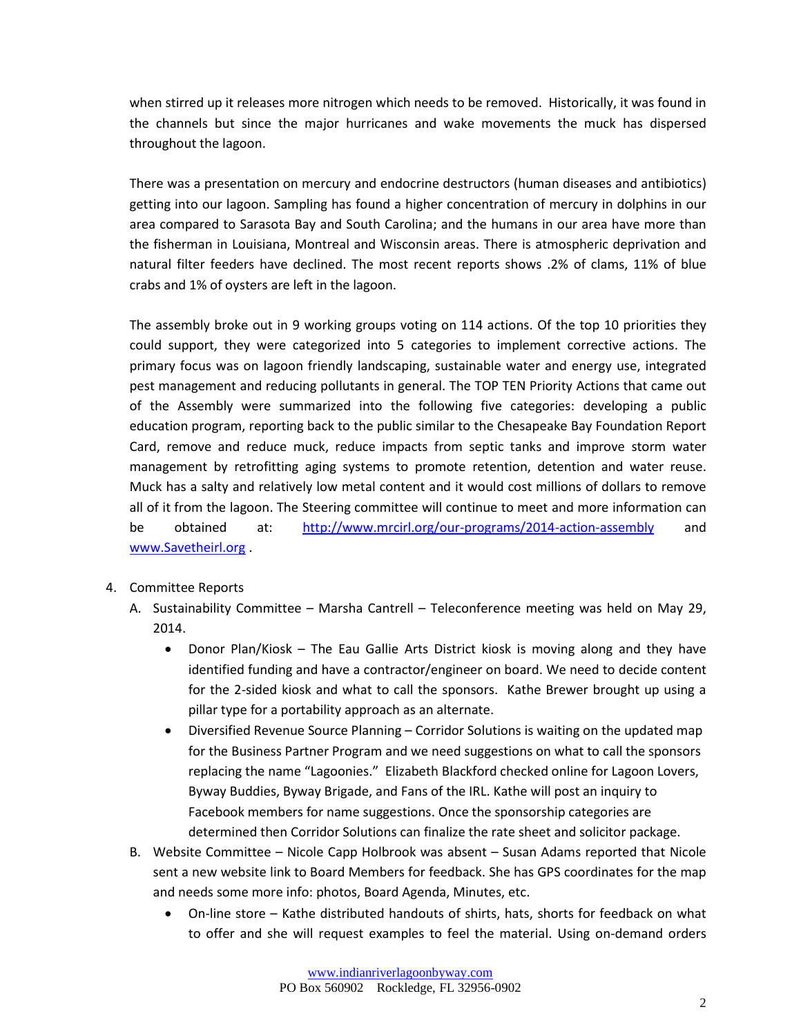when stirred up it releases more nitrogen which needs to be removed. Historically, it was found in the channels but since the major hurricanes and wake movements the muck has dispersed throughout the lagoon.

There was a presentation on mercury and endocrine destructors (human diseases and antibiotics) getting into our lagoon. Sampling has found a higher concentration of mercury in dolphins in our area compared to Sarasota Bay and South Carolina; and the humans in our area have more than the fisherman in Louisiana, Montreal and Wisconsin areas. There is atmospheric deprivation and natural filter feeders have declined. The most recent reports shows .2% of clams, 11% of blue crabs and 1% of oysters are left in the lagoon.

The assembly broke out in 9 working groups voting on 114 actions. Of the top 10 priorities they could support, they were categorized into 5 categories to implement corrective actions. The primary focus was on lagoon friendly landscaping, sustainable water and energy use, integrated pest management and reducing pollutants in general. The TOP TEN Priority Actions that came out of the Assembly were summarized into the following five categories: developing a public education program, reporting back to the public similar to the Chesapeake Bay Foundation Report Card, remove and reduce muck, reduce impacts from septic tanks and improve storm water management by retrofitting aging systems to promote retention, detention and water reuse. Muck has a salty and relatively low metal content and it would cost millions of dollars to remove all of it from the lagoon. The Steering committee will continue to meet and more information can be obtained at: http://www.mrcirl.org/our-programs/2014-action-assembly and www.Savetheirl.org .

4. Committee Reports
   A. Sustainability Committee – Marsha Cantrell – Teleconference meeting was held on May 29, 2014.
      - Donor Plan/Kiosk – The Eau Gallie Arts District kiosk is moving along and they have identified funding and have a contractor/engineer on board. We need to decide content for the 2-sided kiosk and what to call the sponsors. Kathe Brewer brought up using a pillar type for a portability approach as an alternate.
      - Diversified Revenue Source Planning – Corridor Solutions is waiting on the updated map for the Business Partner Program and we need suggestions on what to call the sponsors replacing the name "Lagoonies." Elizabeth Blackford checked online for Lagoon Lovers, Byway Buddies, Byway Brigade, and Fans of the IRL. Kathe will post an inquiry to Facebook members for name suggestions. Once the sponsorship categories are determined then Corridor Solutions can finalize the rate sheet and solicitor package.
   B. Website Committee – Nicole Capp Holbrook was absent – Susan Adams reported that Nicole sent a new website link to Board Members for feedback. She has GPS coordinates for the map and needs some more info: photos, Board Agenda, Minutes, etc.
      - On-line store – Kathe distributed handouts of shirts, hats, shorts for feedback on what to offer and she will request examples to feel the material. Using on-demand orders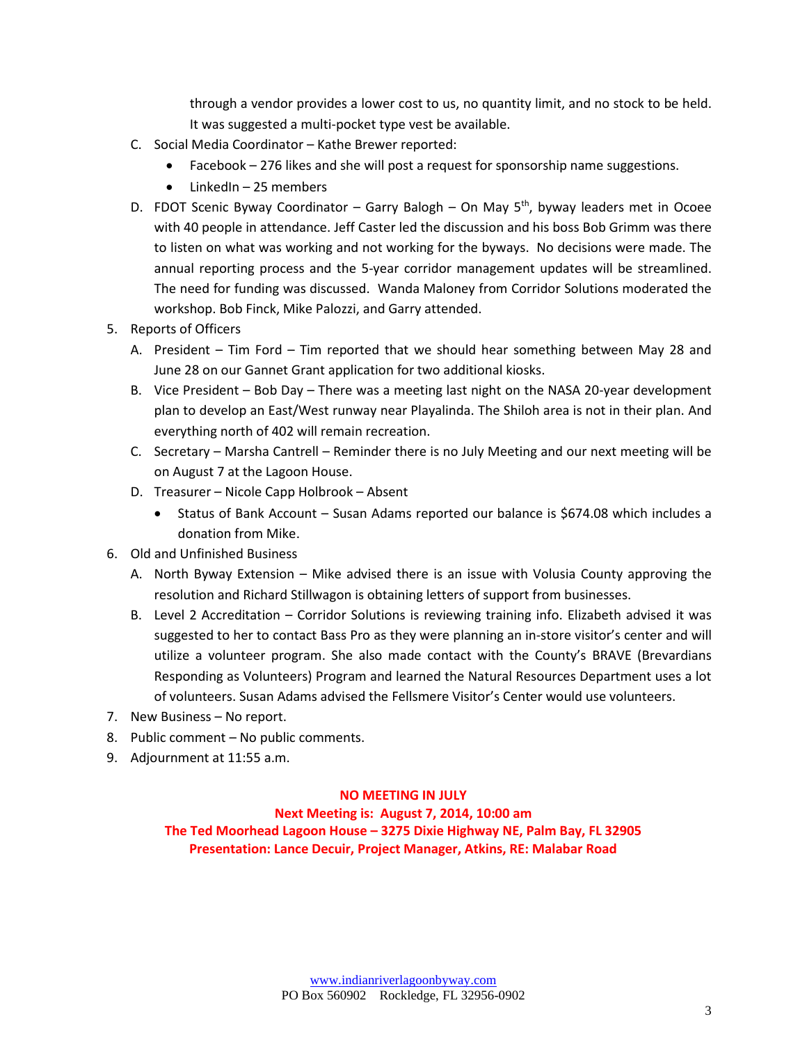through a vendor provides a lower cost to us, no quantity limit, and no stock to be held. It was suggested a multi-pocket type vest be available.

C. Social Media Coordinator – Kathe Brewer reported:
   - Facebook – 276 likes and she will post a request for sponsorship name suggestions.
   - LinkedIn – 25 members

D. FDOT Scenic Byway Coordinator – Garry Balogh – On May 5th, byway leaders met in Ocoee with 40 people in attendance. Jeff Caster led the discussion and his boss Bob Grimm was there to listen on what was working and not working for the byways. No decisions were made. The annual reporting process and the 5-year corridor management updates will be streamlined. The need for funding was discussed. Wanda Maloney from Corridor Solutions moderated the workshop. Bob Finck, Mike Palozzi, and Garry attended.

5. Reports of Officers
   A. President – Tim Ford – Tim reported that we should hear something between May 28 and June 28 on our Gannet Grant application for two additional kiosks.
   B. Vice President – Bob Day – There was a meeting last night on the NASA 20-year development plan to develop an East/West runway near Playalinda. The Shiloh area is not in their plan. And everything north of 402 will remain recreation.
   C. Secretary – Marsha Cantrell – Reminder there is no July Meeting and our next meeting will be on August 7 at the Lagoon House.
   D. Treasurer – Nicole Capp Holbrook – Absent
      - Status of Bank Account – Susan Adams reported our balance is $674.08 which includes a donation from Mike.
6. Old and Unfinished Business
   A. North Byway Extension – Mike advised there is an issue with Volusia County approving the resolution and Richard Stillwagon is obtaining letters of support from businesses.
   B. Level 2 Accreditation – Corridor Solutions is reviewing training info. Elizabeth advised it was suggested to her to contact Bass Pro as they were planning an in-store visitor's center and will utilize a volunteer program. She also made contact with the County's BRAVE (Brevardians Responding as Volunteers) Program and learned the Natural Resources Department uses a lot of volunteers. Susan Adams advised the Fellsmere Visitor's Center would use volunteers.
7. New Business – No report.
8. Public comment – No public comments.
9. Adjournment at 11:55 a.m.

**NO MEETING IN JULY**

**Next Meeting is: August 7, 2014, 10:00 am**

**The Ted Moorhead Lagoon House – 3275 Dixie Highway NE, Palm Bay, FL 32905**

**Presentation: Lance Decuir, Project Manager, Atkins, RE: Malabar Road**

www.indianriverlagoonbyway.com
PO Box 560902 Rockledge, FL 32956-0902